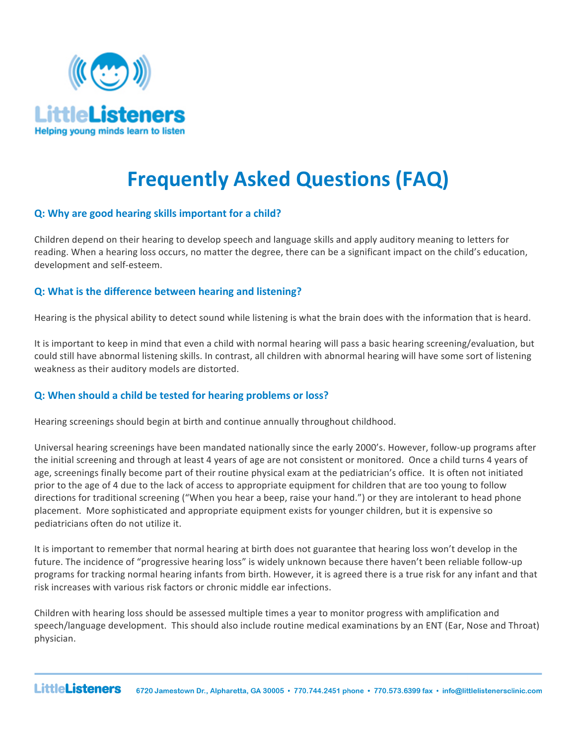LittleListeners

Helping young minds learn to listen

# Frequently Asked Questions (FAQ)

### Q: Why are good hearing skills important for a child?

Children depend on their hearing to develop speech and language skills and apply auditory meaning to letters for reading. When a hearing loss occurs, no matter the degree, there can be a significant impact on the child's education, development and self-esteem.

### Q: What is the difference between hearing and listening?

Hearing is the physical ability to detect sound while listening is what the brain does with the information that is heard.

It is important to keep in mind that even a child with normal hearing will pass a basic hearing screening/evaluation, but could still have abnormal listening skills. In contrast, all children with abnormal hearing will have some sort of listening weakness as their auditory models are distorted.

### Q: When should a child be tested for hearing problems or loss?

Hearing screenings should begin at birth and continue annually throughout childhood.

Universal hearing screenings have been mandated nationally since the early 2000's. However, follow-up programs after the initial screening and through at least 4 years of age are not consistent or monitored. Once a child turns 4 years of age, screenings finally become part of their routine physical exam at the pediatrician's office. It is often not initiated prior to the age of 4 due to the lack of access to appropriate equipment for children that are too young to follow directions for traditional screening ("When you hear a beep, raise your hand.") or they are intolerant to head phone placement. More sophisticated and appropriate equipment exists for younger children, but it is expensive so pediatricians often do not utilize it.

It is important to remember that normal hearing at birth does not guarantee that hearing loss won't develop in the future. The incidence of "progressive hearing loss" is widely unknown because there haven't been reliable follow-up programs for tracking normal hearing infants from birth. However, it is agreed there is a true risk for any infant and that risk increases with various risk factors or chronic middle ear infections.

Children with hearing loss should be assessed multiple times a year to monitor progress with amplification and speech/language development. This should also include routine medical examinations by an ENT (Ear, Nose and Throat) physician.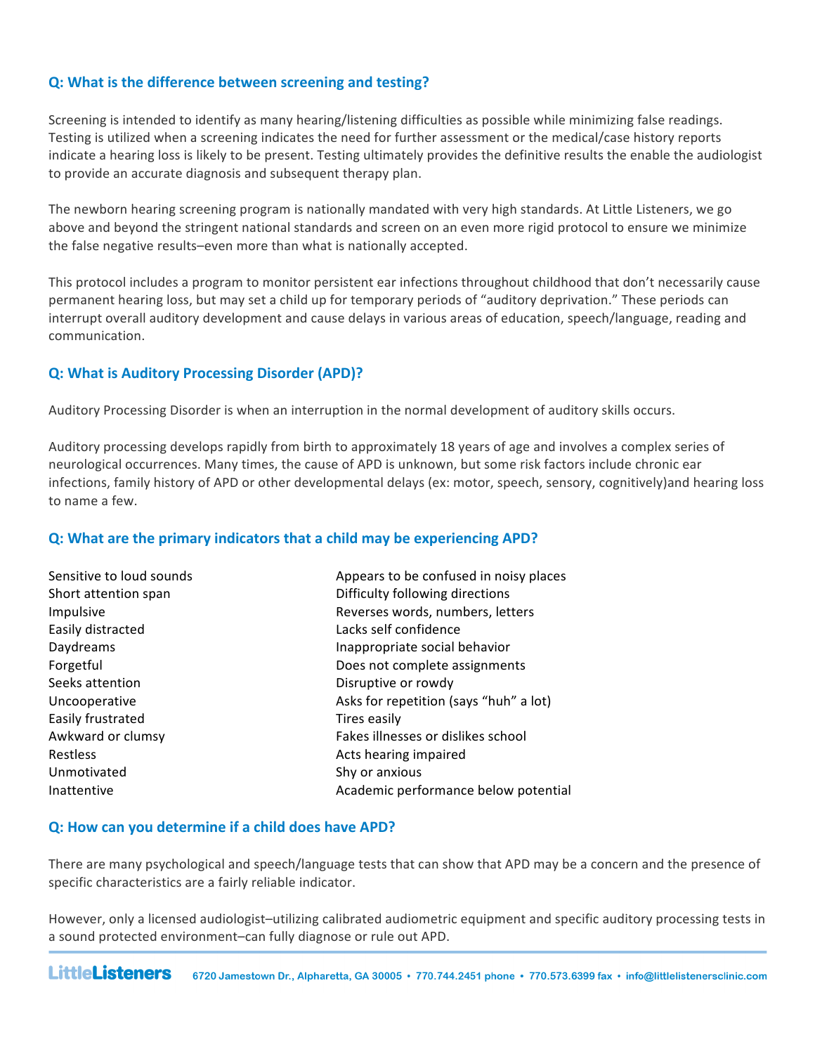### Q: What is the difference between screening and testing?

Screening is intended to identify as many hearing/listening difficulties as possible while minimizing false readings. Testing is utilized when a screening indicates the need for further assessment or the medical/case history reports indicate a hearing loss is likely to be present. Testing ultimately provides the definitive results the enable the audiologist to provide an accurate diagnosis and subsequent therapy plan.

The newborn hearing screening program is nationally mandated with very high standards. At Little Listeners, we go above and beyond the stringent national standards and screen on an even more rigid protocol to ensure we minimize the false negative results–even more than what is nationally accepted.

This protocol includes a program to monitor persistent ear infections throughout childhood that don't necessarily cause permanent hearing loss, but may set a child up for temporary periods of "auditory deprivation." These periods can interrupt overall auditory development and cause delays in various areas of education, speech/language, reading and communication.

### Q: What is Auditory Processing Disorder (APD)?

Auditory Processing Disorder is when an interruption in the normal development of auditory skills occurs.

Auditory processing develops rapidly from birth to approximately 18 years of age and involves a complex series of neurological occurrences. Many times, the cause of APD is unknown, but some risk factors include chronic ear infections, family history of APD or other developmental delays (ex: motor, speech, sensory, cognitively)and hearing loss to name a few.

### Q: What are the primary indicators that a child may be experiencing APD?

- Sensitive to loud sounds
- Short attention span
- Impulsive
- Easily distracted
- Daydreams
- Forgetful
- Seeks attention
- Uncooperative
- Easily frustrated
- Awkward or clumsy
- Restless
- Unmotivated
- Inattentive
- Appears to be confused in noisy places
- Difficulty following directions
- Reverses words, numbers, letters
- Lacks self confidence
- Inappropriate social behavior
- Does not complete assignments
- Disruptive or rowdy
- Asks for repetition (says "huh" a lot)
- Tires easily
- Fakes illnesses or dislikes school
- Acts hearing impaired
- Shy or anxious
- Academic performance below potential

### Q: How can you determine if a child does have APD?

There are many psychological and speech/language tests that can show that APD may be a concern and the presence of specific characteristics are a fairly reliable indicator.

However, only a licensed audiologist–utilizing calibrated audiometric equipment and specific auditory processing tests in a sound protected environment–can fully diagnose or rule out APD.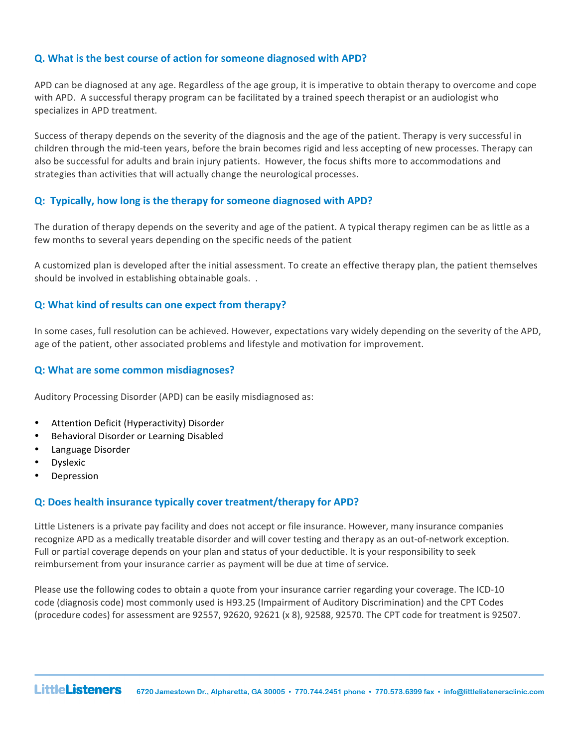## Q. What is the best course of action for someone diagnosed with APD?

APD can be diagnosed at any age. Regardless of the age group, it is imperative to obtain therapy to overcome and cope with APD. A successful therapy program can be facilitated by a trained speech therapist or an audiologist who specializes in APD treatment.

Success of therapy depends on the severity of the diagnosis and the age of the patient. Therapy is very successful in children through the mid-teen years, before the brain becomes rigid and less accepting of new processes. Therapy can also be successful for adults and brain injury patients. However, the focus shifts more to accommodations and strategies than activities that will actually change the neurological processes.

## Q: Typically, how long is the therapy for someone diagnosed with APD?

The duration of therapy depends on the severity and age of the patient. A typical therapy regimen can be as little as a few months to several years depending on the specific needs of the patient

A customized plan is developed after the initial assessment. To create an effective therapy plan, the patient themselves should be involved in establishing obtainable goals. .

## Q: What kind of results can one expect from therapy?

In some cases, full resolution can be achieved. However, expectations vary widely depending on the severity of the APD, age of the patient, other associated problems and lifestyle and motivation for improvement.

## Q: What are some common misdiagnoses?

Auditory Processing Disorder (APD) can be easily misdiagnosed as:

- Attention Deficit (Hyperactivity) Disorder
- Behavioral Disorder or Learning Disabled
- Language Disorder
- Dyslexic
- Depression

## Q: Does health insurance typically cover treatment/therapy for APD?

Little Listeners is a private pay facility and does not accept or file insurance. However, many insurance companies recognize APD as a medically treatable disorder and will cover testing and therapy as an out-of-network exception. Full or partial coverage depends on your plan and status of your deductible. It is your responsibility to seek reimbursement from your insurance carrier as payment will be due at time of service.

Please use the following codes to obtain a quote from your insurance carrier regarding your coverage. The ICD-10 code (diagnosis code) most commonly used is H93.25 (Impairment of Auditory Discrimination) and the CPT Codes (procedure codes) for assessment are 92557, 92620, 92621 (x 8), 92588, 92570. The CPT code for treatment is 92507.

**LittleListeners** 6720 Jamestown Dr., Alpharetta, GA 30005 • 770.744.2451 phone • 770.573.6399 fax • info@littlelistenersclinic.com